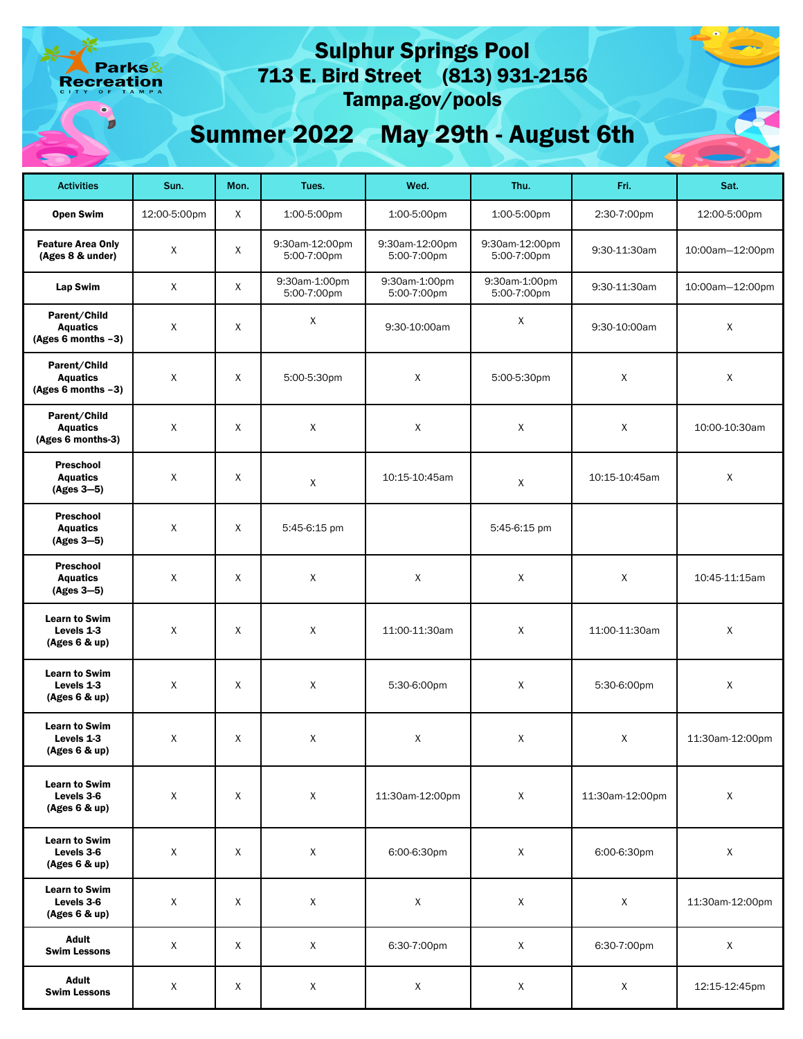Parks & Recreation
CITY OF TAMPA

# Sulphur Springs Pool

## 713 E. Bird Street (813) 931-2156

## Tampa.gov/pools

# Summer 2022 May 29th - August 6th

| Activities | Sun. | Mon. | Tues. | Wed. | Thu. | Fri. | Sat. |
|---|---|---|---|---|---|---|---|
| **Open Swim** | 12:00-5:00pm | X | 1:00-5:00pm | 1:00-5:00pm | 1:00-5:00pm | 2:30-7:00pm | 12:00-5:00pm |
| **Feature Area Only (Ages 8 & under)** | X | X | 9:30am-12:00pm 5:00-7:00pm | 9:30am-12:00pm 5:00-7:00pm | 9:30am-12:00pm 5:00-7:00pm | 9:30-11:30am | 10:00am—12:00pm |
| **Lap Swim** | X | X | 9:30am-1:00pm 5:00-7:00pm | 9:30am-1:00pm 5:00-7:00pm | 9:30am-1:00pm 5:00-7:00pm | 9:30-11:30am | 10:00am—12:00pm |
| **Parent/Child Aquatics (Ages 6 months –3)** | X | X | X | 9:30-10:00am | X | 9:30-10:00am | X |
| **Parent/Child Aquatics (Ages 6 months –3)** | X | X | 5:00-5:30pm | X | 5:00-5:30pm | X | X |
| **Parent/Child Aquatics (Ages 6 months-3)** | X | X | X | X | X | X | 10:00-10:30am |
| **Preschool Aquatics (Ages 3—5)** | X | X | X | 10:15-10:45am | X | 10:15-10:45am | X |
| **Preschool Aquatics (Ages 3—5)** | X | X | 5:45-6:15 pm | | 5:45-6:15 pm | | |
| **Preschool Aquatics (Ages 3—5)** | X | X | X | X | X | X | 10:45-11:15am |
| **Learn to Swim Levels 1-3 (Ages 6 & up)** | X | X | X | 11:00-11:30am | X | 11:00-11:30am | X |
| **Learn to Swim Levels 1-3 (Ages 6 & up)** | X | X | X | 5:30-6:00pm | X | 5:30-6:00pm | X |
| **Learn to Swim Levels 1-3 (Ages 6 & up)** | X | X | X | X | X | X | 11:30am-12:00pm |
| **Learn to Swim Levels 3-6 (Ages 6 & up)** | X | X | X | 11:30am-12:00pm | X | 11:30am-12:00pm | X |
| **Learn to Swim Levels 3-6 (Ages 6 & up)** | X | X | X | 6:00-6:30pm | X | 6:00-6:30pm | X |
| **Learn to Swim Levels 3-6 (Ages 6 & up)** | X | X | X | X | X | X | 11:30am-12:00pm |
| **Adult Swim Lessons** | X | X | X | 6:30-7:00pm | X | 6:30-7:00pm | X |
| **Adult Swim Lessons** | X | X | X | X | X | X | 12:15-12:45pm |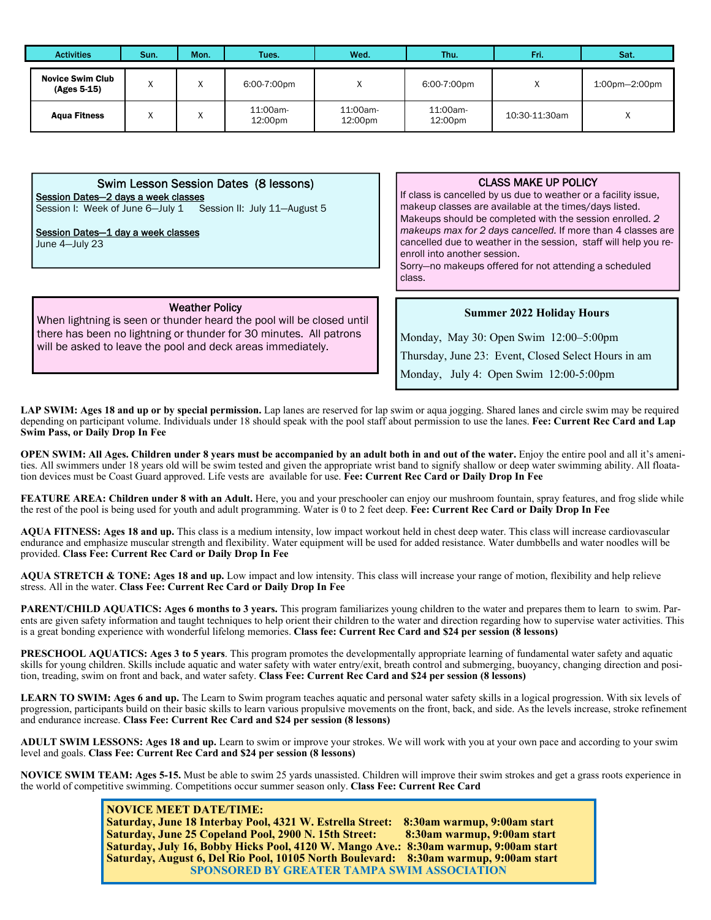| Activities | Sun. | Mon. | Tues. | Wed. | Thu. | Fri. | Sat. |
|---|---|---|---|---|---|---|---|
| **Novice Swim Club (Ages 5-15)** | X | X | 6:00-7:00pm | X | 6:00-7:00pm | X | 1:00pm—2:00pm |
| **Aqua Fitness** | X | X | 11:00am-12:00pm | 11:00am-12:00pm | 11:00am-12:00pm | 10:30-11:30am | X |

### Swim Lesson Session Dates (8 lessons)

Session Dates—2 days a week classes

Session I: Week of June 6—July 1     Session II: July 11—August 5

Session Dates—1 day a week classes

June 4—July 23

### CLASS MAKE UP POLICY

If class is cancelled by us due to weather or a facility issue, makeup classes are available at the times/days listed. Makeups should be completed with the session enrolled. *2 makeups max for 2 days cancelled.* If more than 4 classes are cancelled due to weather in the session, staff will help you re-enroll into another session.

Sorry—no makeups offered for not attending a scheduled class.

### Weather Policy

When lightning is seen or thunder heard the pool will be closed until there has been no lightning or thunder for 30 minutes. All patrons will be asked to leave the pool and deck areas immediately.

### Summer 2022 Holiday Hours

Monday, May 30: Open Swim 12:00–5:00pm

Thursday, June 23: Event, Closed Select Hours in am

Monday, July 4: Open Swim 12:00-5:00pm

**LAP SWIM: Ages 18 and up or by special permission.** Lap lanes are reserved for lap swim or aqua jogging. Shared lanes and circle swim may be required depending on participant volume. Individuals under 18 should speak with the pool staff about permission to use the lanes. **Fee: Current Rec Card and Lap Swim Pass, or Daily Drop In Fee**

**OPEN SWIM: All Ages. Children under 8 years must be accompanied by an adult both in and out of the water.** Enjoy the entire pool and all it's amenities. All swimmers under 18 years old will be swim tested and given the appropriate wrist band to signify shallow or deep water swimming ability. All floatation devices must be Coast Guard approved. Life vests are available for use. **Fee: Current Rec Card or Daily Drop In Fee**

**FEATURE AREA: Children under 8 with an Adult.** Here, you and your preschooler can enjoy our mushroom fountain, spray features, and frog slide while the rest of the pool is being used for youth and adult programming. Water is 0 to 2 feet deep. **Fee: Current Rec Card or Daily Drop In Fee**

**AQUA FITNESS: Ages 18 and up.** This class is a medium intensity, low impact workout held in chest deep water. This class will increase cardiovascular endurance and emphasize muscular strength and flexibility. Water equipment will be used for added resistance. Water dumbbells and water noodles will be provided. **Class Fee: Current Rec Card or Daily Drop In Fee**

**AQUA STRETCH & TONE: Ages 18 and up.** Low impact and low intensity. This class will increase your range of motion, flexibility and help relieve stress. All in the water. **Class Fee: Current Rec Card or Daily Drop In Fee**

**PARENT/CHILD AQUATICS: Ages 6 months to 3 years.** This program familiarizes young children to the water and prepares them to learn to swim. Parents are given safety information and taught techniques to help orient their children to the water and direction regarding how to supervise water activities. This is a great bonding experience with wonderful lifelong memories. **Class fee: Current Rec Card and $24 per session (8 lessons)**

**PRESCHOOL AQUATICS: Ages 3 to 5 years**. This program promotes the developmentally appropriate learning of fundamental water safety and aquatic skills for young children. Skills include aquatic and water safety with water entry/exit, breath control and submerging, buoyancy, changing direction and position, treading, swim on front and back, and water safety. **Class Fee: Current Rec Card and $24 per session (8 lessons)**

**LEARN TO SWIM: Ages 6 and up.** The Learn to Swim program teaches aquatic and personal water safety skills in a logical progression. With six levels of progression, participants build on their basic skills to learn various propulsive movements on the front, back, and side. As the levels increase, stroke refinement and endurance increase. **Class Fee: Current Rec Card and $24 per session (8 lessons)**

**ADULT SWIM LESSONS: Ages 18 and up.** Learn to swim or improve your strokes. We will work with you at your own pace and according to your swim level and goals. **Class Fee: Current Rec Card and $24 per session (8 lessons)**

**NOVICE SWIM TEAM: Ages 5-15.** Must be able to swim 25 yards unassisted. Children will improve their swim strokes and get a grass roots experience in the world of competitive swimming. Competitions occur summer season only. **Class Fee: Current Rec Card**

**NOVICE MEET DATE/TIME:**

**Saturday, June 18 Interbay Pool, 4321 W. Estrella Street: 8:30am warmup, 9:00am start**

**Saturday, June 25 Copeland Pool, 2900 N. 15th Street: 8:30am warmup, 9:00am start**

**Saturday, July 16, Bobby Hicks Pool, 4120 W. Mango Ave.: 8:30am warmup, 9:00am start**

**Saturday, August 6, Del Rio Pool, 10105 North Boulevard: 8:30am warmup, 9:00am start**

**SPONSORED BY GREATER TAMPA SWIM ASSOCIATION**